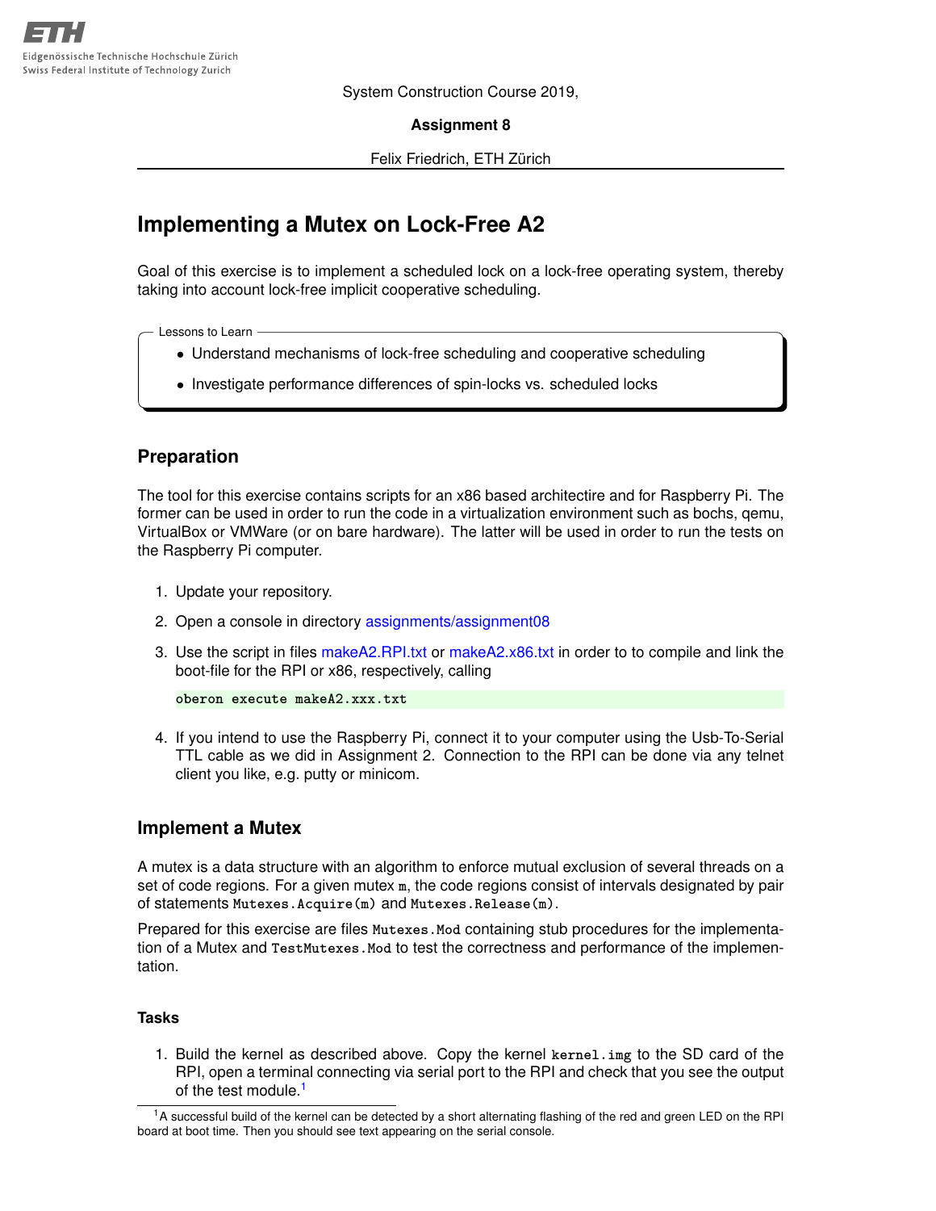System Construction Course 2019,

**Assignment 8**

Felix Friedrich, ETH Zürich

# Implementing a Mutex on Lock-Free A2

Goal of this exercise is to implement a scheduled lock on a lock-free operating system, thereby taking into account lock-free implicit cooperative scheduling.

**Lessons to Learn**

- Understand mechanisms of lock-free scheduling and cooperative scheduling
- Investigate performance differences of spin-locks vs. scheduled locks

## Preparation

The tool for this exercise contains scripts for an x86 based architectire and for Raspberry Pi. The former can be used in order to run the code in a virtualization environment such as bochs, qemu, VirtualBox or VMWare (or on bare hardware). The latter will be used in order to run the tests on the Raspberry Pi computer.

1. Update your repository.
2. Open a console in directory assignments/assignment08
3. Use the script in files makeA2.RPI.txt or makeA2.x86.txt in order to to compile and link the boot-file for the RPI or x86, respectively, calling

   ```
   oberon execute makeA2.xxx.txt
   ```

4. If you intend to use the Raspberry Pi, connect it to your computer using the Usb-To-Serial TTL cable as we did in Assignment 2. Connection to the RPI can be done via any telnet client you like, e.g. putty or minicom.

## Implement a Mutex

A mutex is a data structure with an algorithm to enforce mutual exclusion of several threads on a set of code regions. For a given mutex `m`, the code regions consist of intervals designated by pair of statements `Mutexes.Acquire(m)` and `Mutexes.Release(m)`.

Prepared for this exercise are files `Mutexes.Mod` containing stub procedures for the implementation of a Mutex and `TestMutexes.Mod` to test the correctness and performance of the implementation.

### Tasks

1. Build the kernel as described above. Copy the kernel `kernel.img` to the SD card of the RPI, open a terminal connecting via serial port to the RPI and check that you see the output of the test module.[1]

[1] A successful build of the kernel can be detected by a short alternating flashing of the red and green LED on the RPI board at boot time. Then you should see text appearing on the serial console.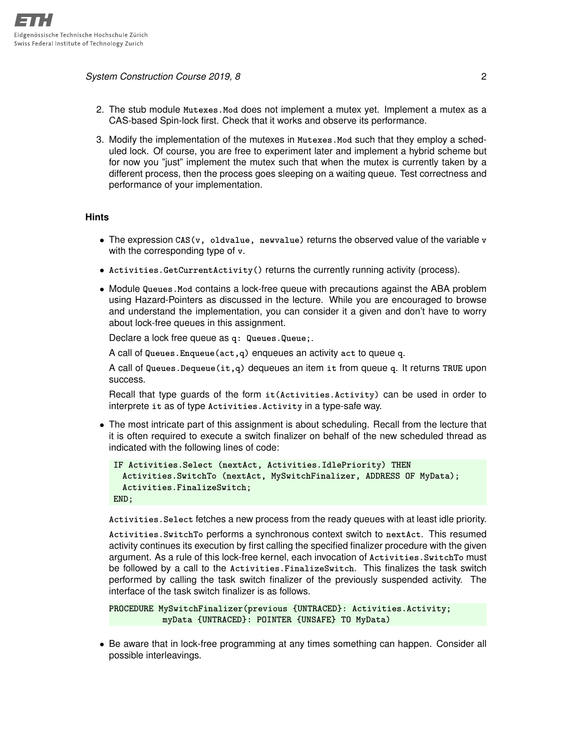2. The stub module `Mutexes.Mod` does not implement a mutex yet. Implement a mutex as a CAS-based Spin-lock first. Check that it works and observe its performance.

3. Modify the implementation of the mutexes in `Mutexes.Mod` such that they employ a scheduled lock. Of course, you are free to experiment later and implement a hybrid scheme but for now you "just" implement the mutex such that when the mutex is currently taken by a different process, then the process goes sleeping on a waiting queue. Test correctness and performance of your implementation.

### Hints

- The expression `CAS(v, oldvalue, newvalue)` returns the observed value of the variable `v` with the corresponding type of `v`.

- `Activities.GetCurrentActivity()` returns the currently running activity (process).

- Module `Queues.Mod` contains a lock-free queue with precautions against the ABA problem using Hazard-Pointers as discussed in the lecture. While you are encouraged to browse and understand the implementation, you can consider it a given and don't have to worry about lock-free queues in this assignment.

  Declare a lock free queue as `q: Queues.Queue;`.

  A call of `Queues.Enqueue(act,q)` enqueues an activity `act` to queue `q`.

  A call of `Queues.Dequeue(it,q)` dequeues an item `it` from queue `q`. It returns `TRUE` upon success.

  Recall that type guards of the form `it(Activities.Activity)` can be used in order to interpret `it` as of type `Activities.Activity` in a type-safe way.

- The most intricate part of this assignment is about scheduling. Recall from the lecture that it is often required to execute a switch finalizer on behalf of the new scheduled thread as indicated with the following lines of code:

  ```
  IF Activities.Select (nextAct, Activities.IdlePriority) THEN
    Activities.SwitchTo (nextAct, MySwitchFinalizer, ADDRESS OF MyData);
    Activities.FinalizeSwitch;
  END;
  ```

  `Activities.Select` fetches a new process from the ready queues with at least idle priority.

  `Activities.SwitchTo` performs a synchronous context switch to `nextAct`. This resumed activity continues its execution by first calling the specified finalizer procedure with the given argument. As a rule of this lock-free kernel, each invocation of `Activities.SwitchTo` must be followed by a call to the `Activities.FinalizeSwitch`. This finalizes the task switch performed by calling the task switch finalizer of the previously suspended activity. The interface of the task switch finalizer is as follows.

  ```
  PROCEDURE MySwitchFinalizer(previous {UNTRACED}: Activities.Activity;
            myData {UNTRACED}: POINTER {UNSAFE} TO MyData)
  ```

- Be aware that in lock-free programming at any times something can happen. Consider all possible interleavings.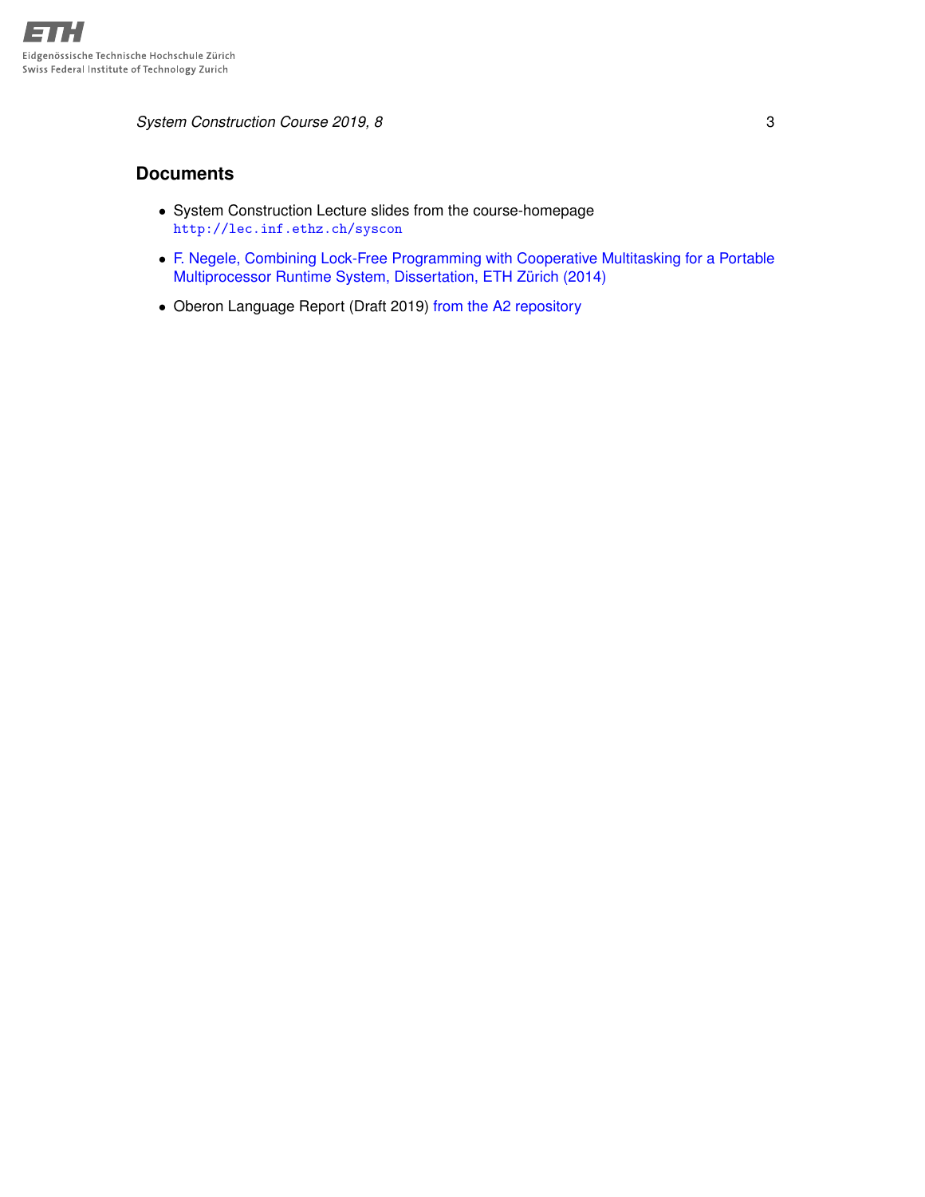## Documents

- System Construction Lecture slides from the course-homepage
  http://lec.inf.ethz.ch/syscon
- F. Negele, Combining Lock-Free Programming with Cooperative Multitasking for a Portable Multiprocessor Runtime System, Dissertation, ETH Zürich (2014)
- Oberon Language Report (Draft 2019) from the A2 repository